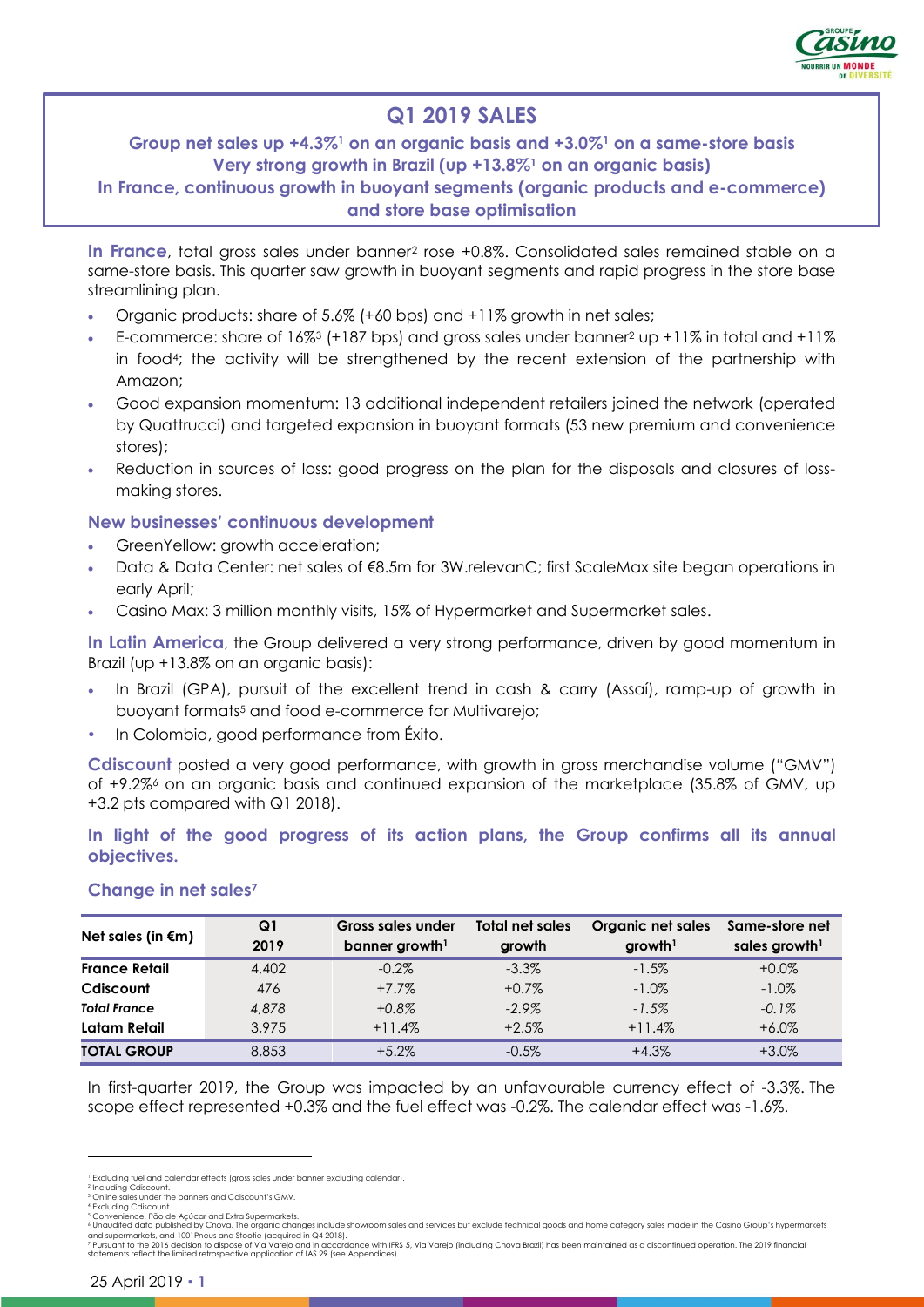# Q1 2019 SALES

**Group net sales up +4.3%[1] on an organic basis and +3.0%[1] on a same-store basis**
**Very strong growth in Brazil (up +13.8%[1] on an organic basis)**
**In France, continuous growth in buoyant segments (organic products and e-commerce) and store base optimisation**

**In France**, total gross sales under banner[2] rose +0.8%. Consolidated sales remained stable on a same-store basis. This quarter saw growth in buoyant segments and rapid progress in the store base streamlining plan.

- Organic products: share of 5.6% (+60 bps) and +11% growth in net sales;
- E-commerce: share of 16%[3] (+187 bps) and gross sales under banner[2] up +11% in total and +11% in food[4]; the activity will be strengthened by the recent extension of the partnership with Amazon;
- Good expansion momentum: 13 additional independent retailers joined the network (operated by Quattrucci) and targeted expansion in buoyant formats (53 new premium and convenience stores);
- Reduction in sources of loss: good progress on the plan for the disposals and closures of loss-making stores.

### New businesses' continuous development

- GreenYellow: growth acceleration;
- Data & Data Center: net sales of €8.5m for 3W.relevanC; first ScaleMax site began operations in early April;
- Casino Max: 3 million monthly visits, 15% of Hypermarket and Supermarket sales.

**In Latin America**, the Group delivered a very strong performance, driven by good momentum in Brazil (up +13.8% on an organic basis):

- In Brazil (GPA), pursuit of the excellent trend in cash & carry (Assaí), ramp-up of growth in buoyant formats[5] and food e-commerce for Multivarejo;
- In Colombia, good performance from Éxito.

**Cdiscount** posted a very good performance, with growth in gross merchandise volume ("GMV") of +9.2%[6] on an organic basis and continued expansion of the marketplace (35.8% of GMV, up +3.2 pts compared with Q1 2018).

**In light of the good progress of its action plans, the Group confirms all its annual objectives.**

### Change in net sales[7]

| Net sales (in €m) | Q1 2019 | Gross sales under banner growth[1] | Total net sales growth | Organic net sales growth[1] | Same-store net sales growth[1] |
|---|---|---|---|---|---|
| **France Retail** | 4,402 | -0.2% | -3.3% | -1.5% | +0.0% |
| **Cdiscount** | 476 | +7.7% | +0.7% | -1.0% | -1.0% |
| ***Total France*** | *4,878* | *+0.8%* | *-2.9%* | *-1.5%* | *-0.1%* |
| **Latam Retail** | 3,975 | +11.4% | +2.5% | +11.4% | +6.0% |
| **TOTAL GROUP** | 8,853 | +5.2% | -0.5% | +4.3% | +3.0% |

In first-quarter 2019, the Group was impacted by an unfavourable currency effect of -3.3%. The scope effect represented +0.3% and the fuel effect was -0.2%. The calendar effect was -1.6%.

---

[1] Excluding fuel and calendar effects (gross sales under banner excluding calendar).
[2] Including Cdiscount.
[3] Online sales under the banners and Cdiscount's GMV.
[4] Excluding Cdiscount.
[5] Convenience, Pão de Açúcar and Extra Supermarkets.
[6] Unaudited data published by Cnova. The organic changes include showroom sales and services but exclude technical goods and home category sales made in the Casino Group's hypermarkets and supermarkets, and 1001Pneus and Stootie (acquired in Q4 2018).
[7] Pursuant to the 2016 decision to dispose of Via Varejo and in accordance with IFRS 5, Via Varejo (including Cnova Brazil) has been maintained as a discontinued operation. The 2019 financial statements reflect the limited retrospective application of IAS 29 (see Appendices).

25 April 2019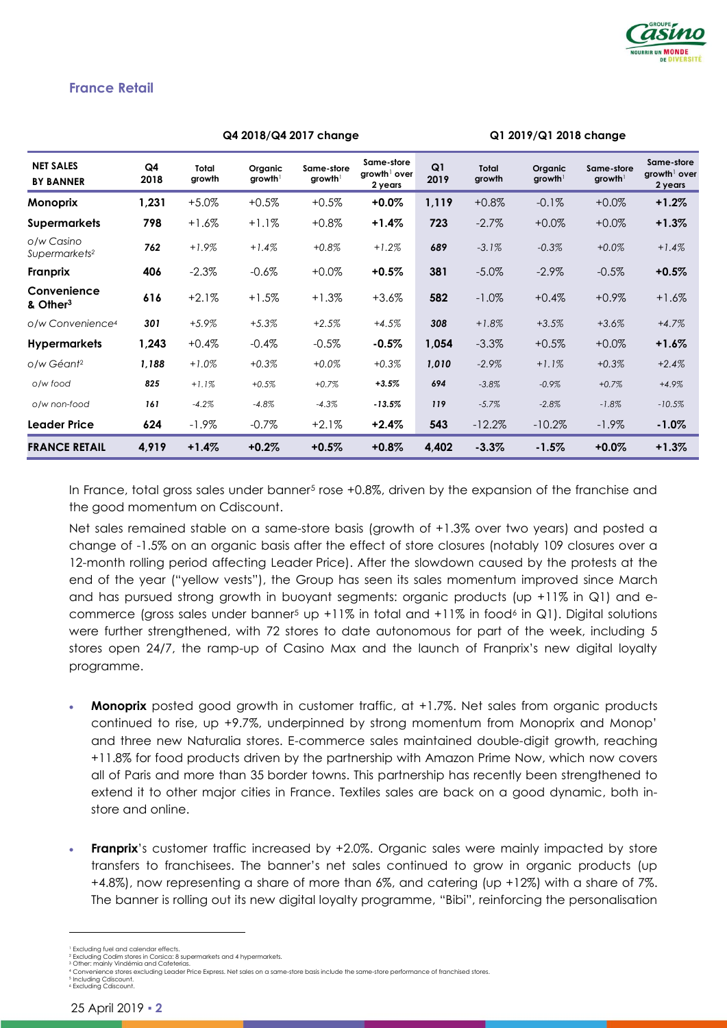## France Retail

| NET SALES BY BANNER | Q4 2018/Q4 2017 change | | | | | Q1 2019/Q1 2018 change | | | | |
|---|---|---|---|---|---|---|---|---|---|---|
| | Q4 2018 | Total growth | Organic growth[1] | Same-store growth[1] | Same-store growth[1] over 2 years | Q1 2019 | Total growth | Organic growth[1] | Same-store growth[1] | Same-store growth[1] over 2 years |
| **Monoprix** | **1,231** | +5.0% | +0.5% | +0.5% | **+0.0%** | **1,119** | +0.8% | -0.1% | +0.0% | **+1.2%** |
| **Supermarkets** | **798** | +1.6% | +1.1% | +0.8% | **+1.4%** | **723** | -2.7% | +0.0% | +0.0% | **+1.3%** |
| *o/w Casino Supermarkets[2]* | ***762*** | *+1.9%* | *+1.4%* | *+0.8%* | *+1.2%* | ***689*** | *-3.1%* | *-0.3%* | *+0.0%* | *+1.4%* |
| **Franprix** | **406** | -2.3% | -0.6% | +0.0% | **+0.5%** | **381** | -5.0% | -2.9% | -0.5% | **+0.5%** |
| **Convenience & Other[3]** | **616** | +2.1% | +1.5% | +1.3% | +3.6% | **582** | -1.0% | +0.4% | +0.9% | +1.6% |
| *o/w Convenience[4]* | ***301*** | *+5.9%* | *+5.3%* | *+2.5%* | *+4.5%* | ***308*** | *+1.8%* | *+3.5%* | *+3.6%* | *+4.7%* |
| **Hypermarkets** | **1,243** | +0.4% | -0.4% | -0.5% | **-0.5%** | **1,054** | -3.3% | +0.5% | +0.0% | **+1.6%** |
| *o/w Géant[2]* | ***1,188*** | *+1.0%* | *+0.3%* | *+0.0%* | *+0.3%* | ***1,010*** | *-2.9%* | *+1.1%* | *+0.3%* | *+2.4%* |
| *o/w food* | ***825*** | *+1.1%* | *+0.5%* | *+0.7%* | ***+3.5%*** | ***694*** | *-3.8%* | *-0.9%* | *+0.7%* | *+4.9%* |
| *o/w non-food* | ***161*** | *-4.2%* | *-4.8%* | *-4.3%* | ***-13.5%*** | ***119*** | *-5.7%* | *-2.8%* | *-1.8%* | *-10.5%* |
| **Leader Price** | **624** | -1.9% | -0.7% | +2.1% | **+2.4%** | **543** | -12.2% | -10.2% | -1.9% | **-1.0%** |
| **FRANCE RETAIL** | **4,919** | **+1.4%** | **+0.2%** | **+0.5%** | **+0.8%** | **4,402** | **-3.3%** | **-1.5%** | **+0.0%** | **+1.3%** |

In France, total gross sales under banner[5] rose +0.8%, driven by the expansion of the franchise and the good momentum on Cdiscount.

Net sales remained stable on a same-store basis (growth of +1.3% over two years) and posted a change of -1.5% on an organic basis after the effect of store closures (notably 109 closures over a 12-month rolling period affecting Leader Price). After the slowdown caused by the protests at the end of the year ("yellow vests"), the Group has seen its sales momentum improved since March and has pursued strong growth in buoyant segments: organic products (up +11% in Q1) and e-commerce (gross sales under banner[5] up +11% in total and +11% in food[6] in Q1). Digital solutions were further strengthened, with 72 stores to date autonomous for part of the week, including 5 stores open 24/7, the ramp-up of Casino Max and the launch of Franprix's new digital loyalty programme.

- **Monoprix** posted good growth in customer traffic, at +1.7%. Net sales from organic products continued to rise, up +9.7%, underpinned by strong momentum from Monoprix and Monop' and three new Naturalia stores. E-commerce sales maintained double-digit growth, reaching +11.8% for food products driven by the partnership with Amazon Prime Now, which now covers all of Paris and more than 35 border towns. This partnership has recently been strengthened to extend it to other major cities in France. Textiles sales are back on a good dynamic, both in-store and online.

- **Franprix**'s customer traffic increased by +2.0%. Organic sales were mainly impacted by store transfers to franchisees. The banner's net sales continued to grow in organic products (up +4.8%), now representing a share of more than 6%, and catering (up +12%) with a share of 7%. The banner is rolling out its new digital loyalty programme, "Bibi", reinforcing the personalisation

---

[1] Excluding fuel and calendar effects.
[2] Excluding Codim stores in Corsica: 8 supermarkets and 4 hypermarkets.
[3] Other: mainly Vindémia and Cafeterias.
[4] Convenience stores excluding Leader Price Express. Net sales on a same-store basis include the same-store performance of franchised stores.
[5] Including Cdiscount.
[6] Excluding Cdiscount.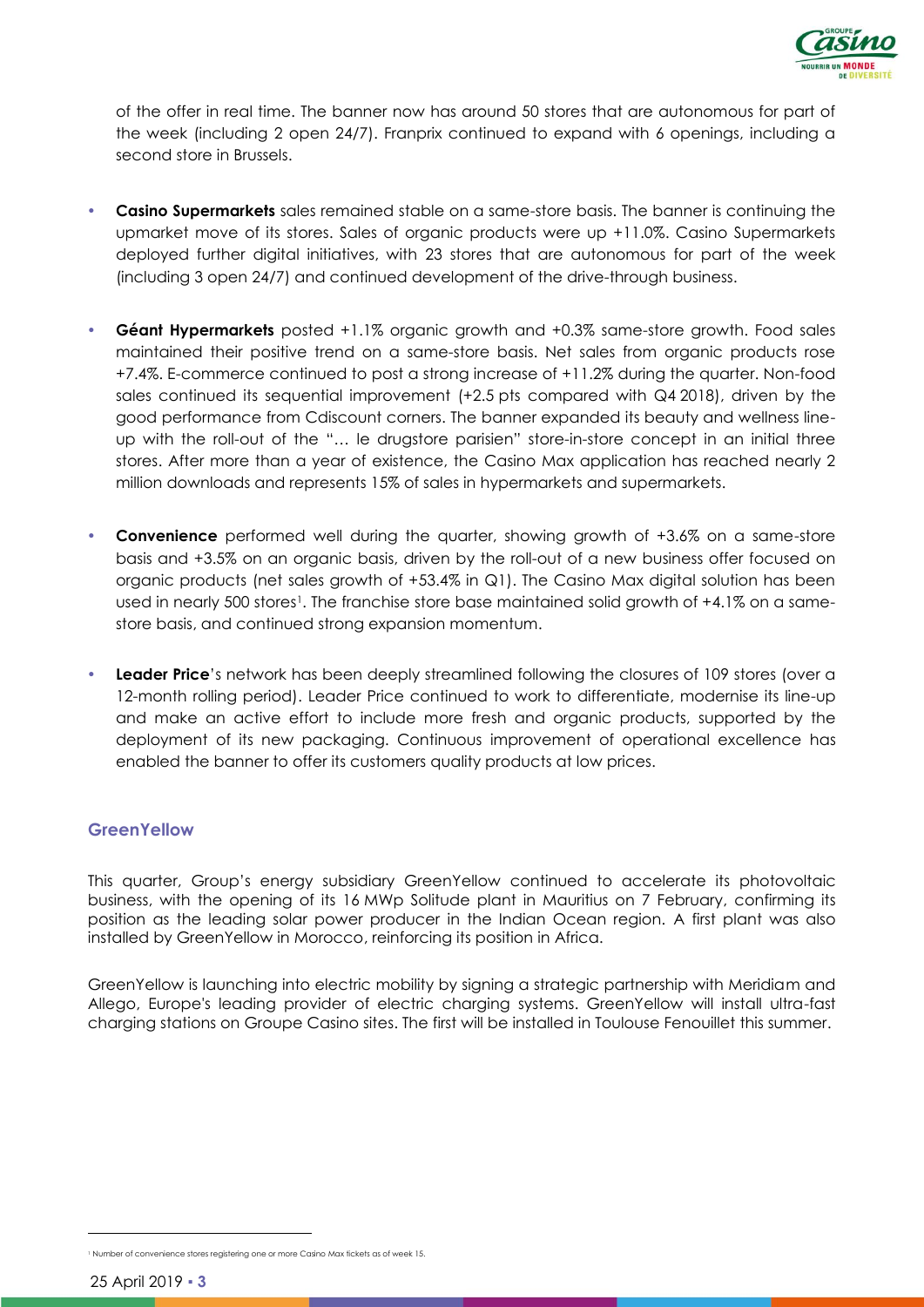of the offer in real time. The banner now has around 50 stores that are autonomous for part of the week (including 2 open 24/7). Franprix continued to expand with 6 openings, including a second store in Brussels.

- **Casino Supermarkets** sales remained stable on a same-store basis. The banner is continuing the upmarket move of its stores. Sales of organic products were up +11.0%. Casino Supermarkets deployed further digital initiatives, with 23 stores that are autonomous for part of the week (including 3 open 24/7) and continued development of the drive-through business.

- **Géant Hypermarkets** posted +1.1% organic growth and +0.3% same-store growth. Food sales maintained their positive trend on a same-store basis. Net sales from organic products rose +7.4%. E-commerce continued to post a strong increase of +11.2% during the quarter. Non-food sales continued its sequential improvement (+2.5 pts compared with Q4 2018), driven by the good performance from Cdiscount corners. The banner expanded its beauty and wellness line-up with the roll-out of the "… le drugstore parisien" store-in-store concept in an initial three stores. After more than a year of existence, the Casino Max application has reached nearly 2 million downloads and represents 15% of sales in hypermarkets and supermarkets.

- **Convenience** performed well during the quarter, showing growth of +3.6% on a same-store basis and +3.5% on an organic basis, driven by the roll-out of a new business offer focused on organic products (net sales growth of +53.4% in Q1). The Casino Max digital solution has been used in nearly 500 stores[1]. The franchise store base maintained solid growth of +4.1% on a same-store basis, and continued strong expansion momentum.

- **Leader Price**'s network has been deeply streamlined following the closures of 109 stores (over a 12-month rolling period). Leader Price continued to work to differentiate, modernise its line-up and make an active effort to include more fresh and organic products, supported by the deployment of its new packaging. Continuous improvement of operational excellence has enabled the banner to offer its customers quality products at low prices.

## GreenYellow

This quarter, Group's energy subsidiary GreenYellow continued to accelerate its photovoltaic business, with the opening of its 16 MWp Solitude plant in Mauritius on 7 February, confirming its position as the leading solar power producer in the Indian Ocean region. A first plant was also installed by GreenYellow in Morocco, reinforcing its position in Africa.

GreenYellow is launching into electric mobility by signing a strategic partnership with Meridiam and Allego, Europe's leading provider of electric charging systems. GreenYellow will install ultra-fast charging stations on Groupe Casino sites. The first will be installed in Toulouse Fenouillet this summer.

[1] Number of convenience stores registering one or more Casino Max tickets as of week 15.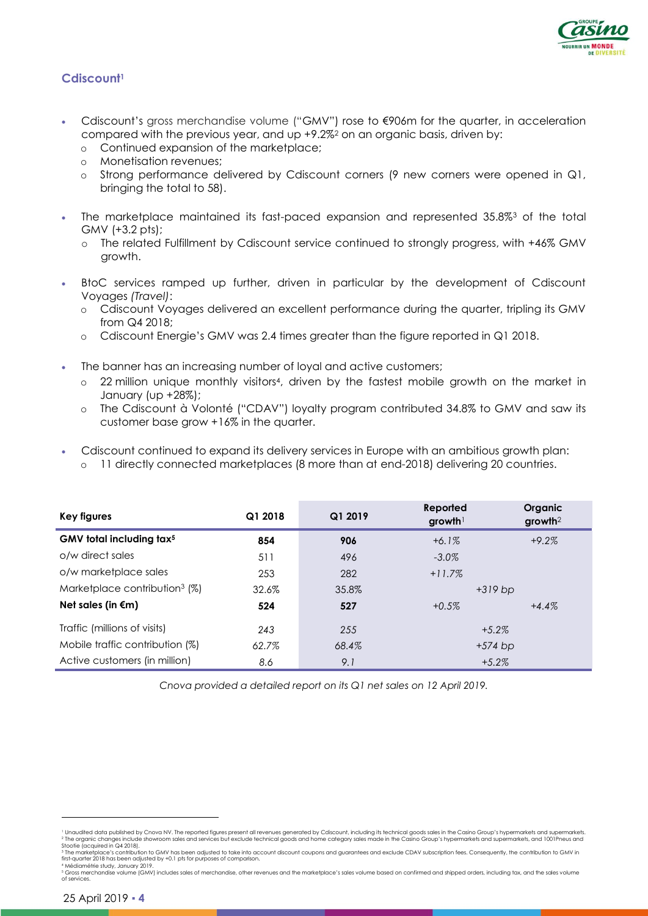## Cdiscount[1]

- Cdiscount's gross merchandise volume ("GMV") rose to €906m for the quarter, in acceleration compared with the previous year, and up +9.2%[2] on an organic basis, driven by:
  - Continued expansion of the marketplace;
  - Monetisation revenues;
  - Strong performance delivered by Cdiscount corners (9 new corners were opened in Q1, bringing the total to 58).
- The marketplace maintained its fast-paced expansion and represented 35.8%[3] of the total GMV (+3.2 pts);
  - The related Fulfillment by Cdiscount service continued to strongly progress, with +46% GMV growth.
- BtoC services ramped up further, driven in particular by the development of Cdiscount Voyages *(Travel)*:
  - Cdiscount Voyages delivered an excellent performance during the quarter, tripling its GMV from Q4 2018;
  - Cdiscount Energie's GMV was 2.4 times greater than the figure reported in Q1 2018.
- The banner has an increasing number of loyal and active customers;
  - 22 million unique monthly visitors[4], driven by the fastest mobile growth on the market in January (up +28%);
  - The Cdiscount à Volonté ("CDAV") loyalty program contributed 34.8% to GMV and saw its customer base grow +16% in the quarter.
- Cdiscount continued to expand its delivery services in Europe with an ambitious growth plan:
  - 11 directly connected marketplaces (8 more than at end-2018) delivering 20 countries.

| Key figures | Q1 2018 | Q1 2019 | Reported growth[1] | Organic growth[2] |
|---|---|---|---|---|
| **GMV total including tax[5]** | **854** | **906** | *+6.1%* | *+9.2%* |
| o/w direct sales | 511 | 496 | *-3.0%* | |
| o/w marketplace sales | 253 | 282 | *+11.7%* | |
| Marketplace contribution[3] (%) | 32.6% | 35.8% | *+319 bp* | |
| **Net sales (in €m)** | **524** | **527** | *+0.5%* | *+4.4%* |
| Traffic (millions of visits) | *243* | *255* | *+5.2%* | |
| Mobile traffic contribution (%) | *62.7%* | *68.4%* | *+574 bp* | |
| Active customers (in million) | *8.6* | *9.1* | *+5.2%* | |

*Cnova provided a detailed report on its Q1 net sales on 12 April 2019.*

---

[1] Unaudited data published by Cnova NV. The reported figures present all revenues generated by Cdiscount, including its technical goods sales in the Casino Group's hypermarkets and supermarkets.
[2] The organic changes include showroom sales and services but exclude technical goods and home category sales made in the Casino Group's hypermarkets and supermarkets, and 1001Pneus and Stootie (acquired in Q4 2018).
[3] The marketplace's contribution to GMV has been adjusted to take into account discount coupons and guarantees and exclude CDAV subscription fees. Consequently, the contribution to GMV in first-quarter 2018 has been adjusted by +0.1 pts for purposes of comparison.
[4] Médiamétrie study, January 2019.
[5] Gross merchandise volume (GMV) includes sales of merchandise, other revenues and the marketplace's sales volume based on confirmed and shipped orders, including tax, and the sales volume of services.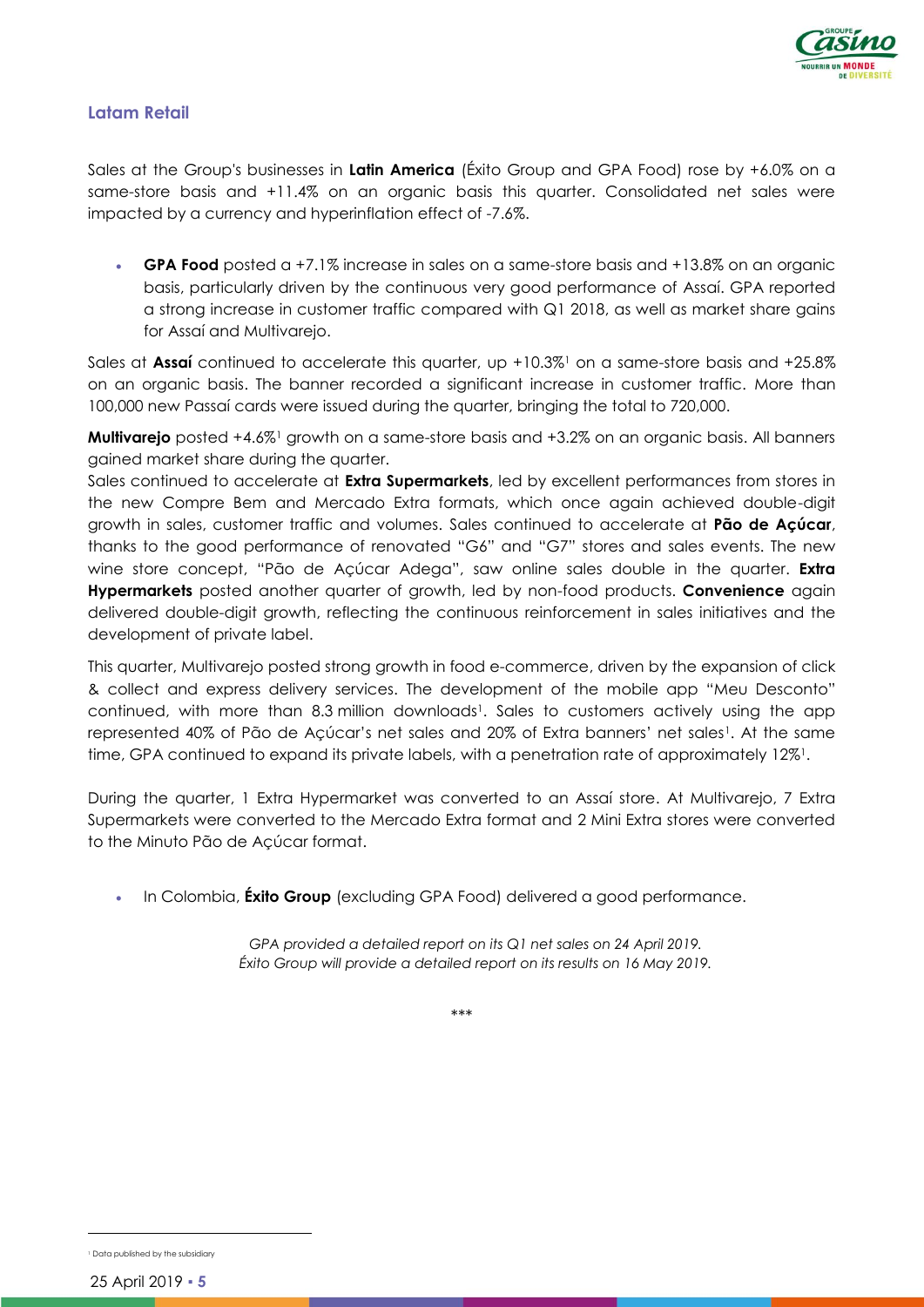## Latam Retail

Sales at the Group's businesses in **Latin America** (Éxito Group and GPA Food) rose by +6.0% on a same-store basis and +11.4% on an organic basis this quarter. Consolidated net sales were impacted by a currency and hyperinflation effect of -7.6%.

- **GPA Food** posted a +7.1% increase in sales on a same-store basis and +13.8% on an organic basis, particularly driven by the continuous very good performance of Assaí. GPA reported a strong increase in customer traffic compared with Q1 2018, as well as market share gains for Assaí and Multivarejo.

Sales at **Assaí** continued to accelerate this quarter, up +10.3%[1] on a same-store basis and +25.8% on an organic basis. The banner recorded a significant increase in customer traffic. More than 100,000 new Passaí cards were issued during the quarter, bringing the total to 720,000.

**Multivarejo** posted +4.6%[1] growth on a same-store basis and +3.2% on an organic basis. All banners gained market share during the quarter.

Sales continued to accelerate at **Extra Supermarkets**, led by excellent performances from stores in the new Compre Bem and Mercado Extra formats, which once again achieved double-digit growth in sales, customer traffic and volumes. Sales continued to accelerate at **Pão de Açúcar**, thanks to the good performance of renovated "G6" and "G7" stores and sales events. The new wine store concept, "Pão de Açúcar Adega", saw online sales double in the quarter. **Extra Hypermarkets** posted another quarter of growth, led by non-food products. **Convenience** again delivered double-digit growth, reflecting the continuous reinforcement in sales initiatives and the development of private label.

This quarter, Multivarejo posted strong growth in food e-commerce, driven by the expansion of click & collect and express delivery services. The development of the mobile app "Meu Desconto" continued, with more than 8.3 million downloads[1]. Sales to customers actively using the app represented 40% of Pão de Açúcar's net sales and 20% of Extra banners' net sales[1]. At the same time, GPA continued to expand its private labels, with a penetration rate of approximately 12%[1].

During the quarter, 1 Extra Hypermarket was converted to an Assaí store. At Multivarejo, 7 Extra Supermarkets were converted to the Mercado Extra format and 2 Mini Extra stores were converted to the Minuto Pão de Açúcar format.

- In Colombia, **Éxito Group** (excluding GPA Food) delivered a good performance.

*GPA provided a detailed report on its Q1 net sales on 24 April 2019.*
*Éxito Group will provide a detailed report on its results on 16 May 2019.*

\*\*\*

[1] Data published by the subsidiary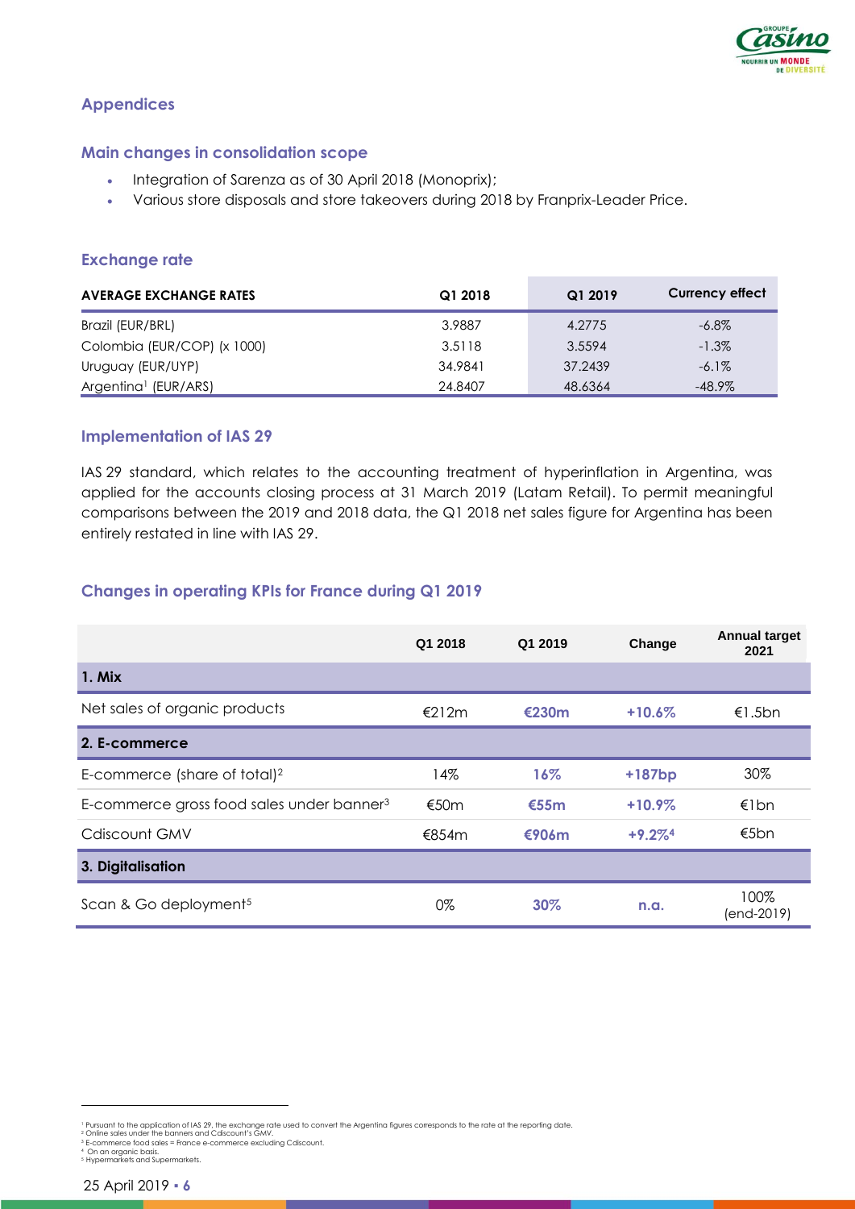## Appendices

### Main changes in consolidation scope

- Integration of Sarenza as of 30 April 2018 (Monoprix);
- Various store disposals and store takeovers during 2018 by Franprix-Leader Price.

### Exchange rate

| AVERAGE EXCHANGE RATES | Q1 2018 | Q1 2019 | Currency effect |
|---|---|---|---|
| Brazil (EUR/BRL) | 3.9887 | 4.2775 | -6.8% |
| Colombia (EUR/COP) (x 1000) | 3.5118 | 3.5594 | -1.3% |
| Uruguay (EUR/UYP) | 34.9841 | 37.2439 | -6.1% |
| Argentina[1] (EUR/ARS) | 24.8407 | 48.6364 | -48.9% |

### Implementation of IAS 29

IAS 29 standard, which relates to the accounting treatment of hyperinflation in Argentina, was applied for the accounts closing process at 31 March 2019 (Latam Retail). To permit meaningful comparisons between the 2019 and 2018 data, the Q1 2018 net sales figure for Argentina has been entirely restated in line with IAS 29.

### Changes in operating KPIs for France during Q1 2019

| | Q1 2018 | Q1 2019 | Change | Annual target 2021 |
|---|---|---|---|---|
| **1. Mix** | | | | |
| Net sales of organic products | €212m | **€230m** | **+10.6%** | €1.5bn |
| **2. E-commerce** | | | | |
| E-commerce (share of total)[2] | 14% | **16%** | **+187bp** | 30% |
| E-commerce gross food sales under banner[3] | €50m | **€55m** | **+10.9%** | €1bn |
| Cdiscount GMV | €854m | **€906m** | **+9.2%[4]** | €5bn |
| **3. Digitalisation** | | | | |
| Scan & Go deployment[5] | 0% | **30%** | **n.a.** | 100% (end-2019) |

[1] Pursuant to the application of IAS 29, the exchange rate used to convert the Argentina figures corresponds to the rate at the reporting date.
[2] Online sales under the banners and Cdiscount's GMV.
[3] E-commerce food sales = France e-commerce excluding Cdiscount.
[4] On an organic basis.
[5] Hypermarkets and Supermarkets.

25 April 2019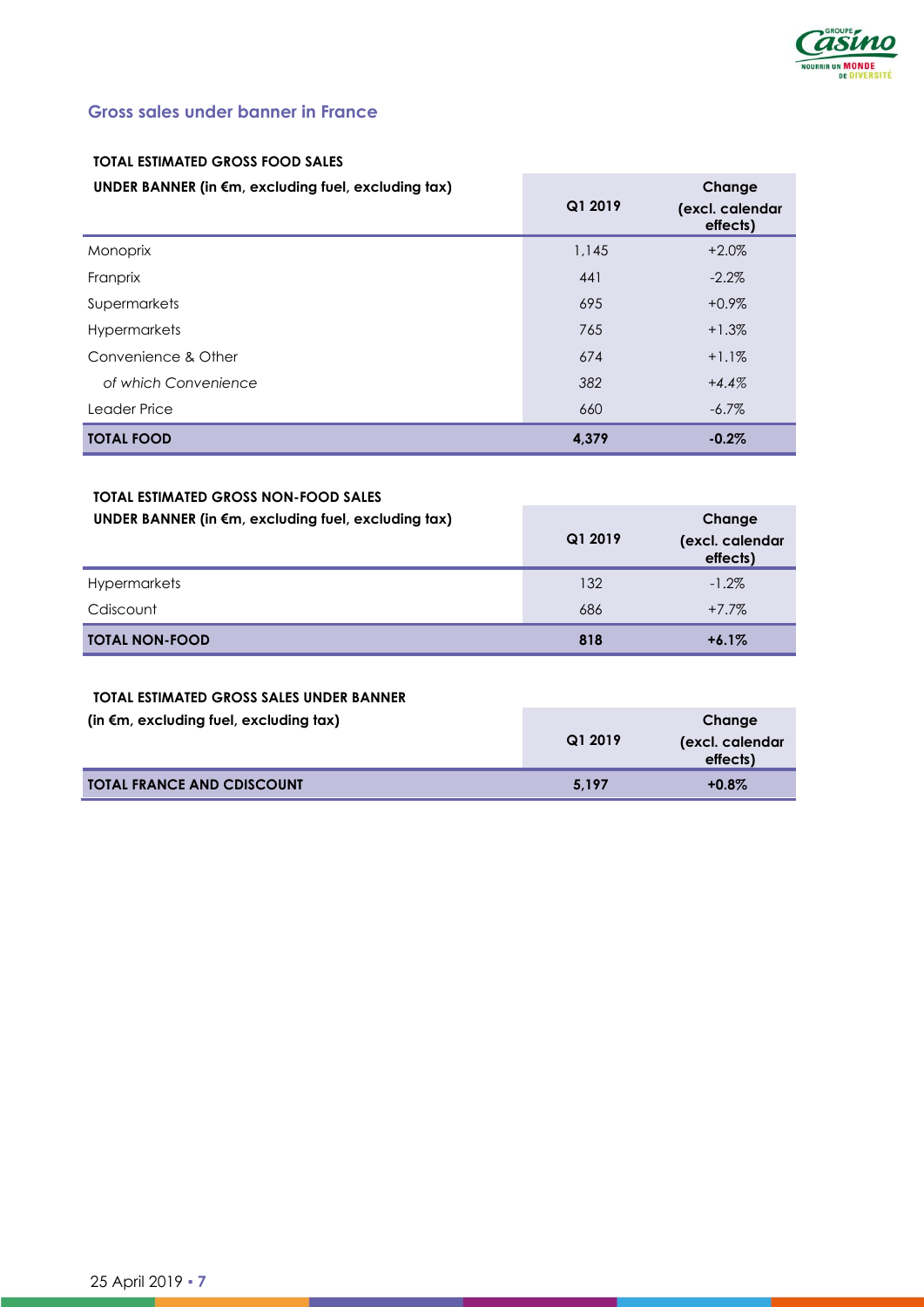## Gross sales under banner in France

| TOTAL ESTIMATED GROSS FOOD SALES UNDER BANNER (in €m, excluding fuel, excluding tax) | Q1 2019 | Change (excl. calendar effects) |
|---|---|---|
| Monoprix | 1,145 | +2.0% |
| Franprix | 441 | -2.2% |
| Supermarkets | 695 | +0.9% |
| Hypermarkets | 765 | +1.3% |
| Convenience & Other | 674 | +1.1% |
| *of which Convenience* | *382* | *+4.4%* |
| Leader Price | 660 | -6.7% |
| **TOTAL FOOD** | **4,379** | **-0.2%** |

| TOTAL ESTIMATED GROSS NON-FOOD SALES UNDER BANNER (in €m, excluding fuel, excluding tax) | Q1 2019 | Change (excl. calendar effects) |
|---|---|---|
| Hypermarkets | 132 | -1.2% |
| Cdiscount | 686 | +7.7% |
| **TOTAL NON-FOOD** | **818** | **+6.1%** |

| TOTAL ESTIMATED GROSS SALES UNDER BANNER (in €m, excluding fuel, excluding tax) | Q1 2019 | Change (excl. calendar effects) |
|---|---|---|
| **TOTAL FRANCE AND CDISCOUNT** | **5,197** | **+0.8%** |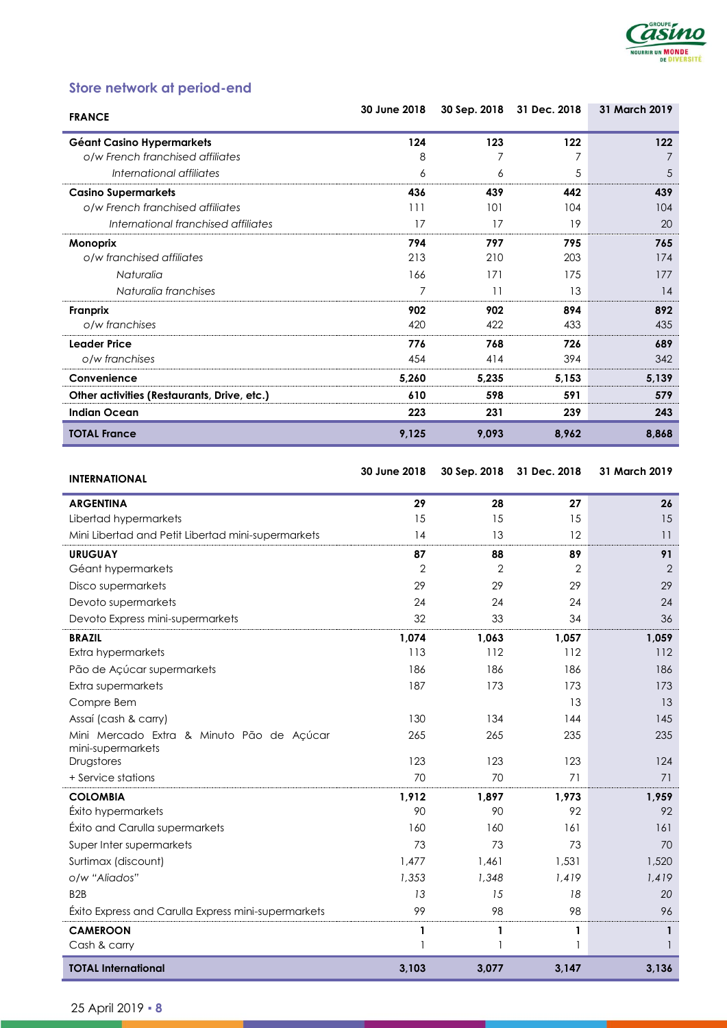## Store network at period-end

| FRANCE | 30 June 2018 | 30 Sep. 2018 | 31 Dec. 2018 | 31 March 2019 |
|---|---|---|---|---|
| **Géant Casino Hypermarkets** | **124** | **123** | **122** | **122** |
| *o/w French franchised affiliates* | 8 | 7 | 7 | 7 |
| *International affiliates* | 6 | 6 | 5 | 5 |
| **Casino Supermarkets** | **436** | **439** | **442** | **439** |
| *o/w French franchised affiliates* | 111 | 101 | 104 | 104 |
| *International franchised affiliates* | 17 | 17 | 19 | 20 |
| **Monoprix** | **794** | **797** | **795** | **765** |
| *o/w franchised affiliates* | 213 | 210 | 203 | 174 |
| *Naturalia* | 166 | 171 | 175 | 177 |
| *Naturalia franchises* | 7 | 11 | 13 | 14 |
| **Franprix** | **902** | **902** | **894** | **892** |
| *o/w franchises* | 420 | 422 | 433 | 435 |
| **Leader Price** | **776** | **768** | **726** | **689** |
| *o/w franchises* | 454 | 414 | 394 | 342 |
| **Convenience** | **5,260** | **5,235** | **5,153** | **5,139** |
| **Other activities (Restaurants, Drive, etc.)** | **610** | **598** | **591** | **579** |
| **Indian Ocean** | **223** | **231** | **239** | **243** |
| **TOTAL France** | **9,125** | **9,093** | **8,962** | **8,868** |

| INTERNATIONAL | 30 June 2018 | 30 Sep. 2018 | 31 Dec. 2018 | 31 March 2019 |
|---|---|---|---|---|
| **ARGENTINA** | **29** | **28** | **27** | **26** |
| Libertad hypermarkets | 15 | 15 | 15 | 15 |
| Mini Libertad and Petit Libertad mini-supermarkets | 14 | 13 | 12 | 11 |
| **URUGUAY** | **87** | **88** | **89** | **91** |
| Géant hypermarkets | 2 | 2 | 2 | 2 |
| Disco supermarkets | 29 | 29 | 29 | 29 |
| Devoto supermarkets | 24 | 24 | 24 | 24 |
| Devoto Express mini-supermarkets | 32 | 33 | 34 | 36 |
| **BRAZIL** | **1,074** | **1,063** | **1,057** | **1,059** |
| Extra hypermarkets | 113 | 112 | 112 | 112 |
| Pão de Açúcar supermarkets | 186 | 186 | 186 | 186 |
| Extra supermarkets | 187 | 173 | 173 | 173 |
| Compre Bem | | | 13 | 13 |
| Assaí (cash & carry) | 130 | 134 | 144 | 145 |
| Mini Mercado Extra & Minuto Pão de Açúcar mini-supermarkets | 265 | 265 | 235 | 235 |
| Drugstores | 123 | 123 | 123 | 124 |
| + Service stations | 70 | 70 | 71 | 71 |
| **COLOMBIA** | **1,912** | **1,897** | **1,973** | **1,959** |
| Éxito hypermarkets | 90 | 90 | 92 | 92 |
| Éxito and Carulla supermarkets | 160 | 160 | 161 | 161 |
| Super Inter supermarkets | 73 | 73 | 73 | 70 |
| Surtimax (discount) | 1,477 | 1,461 | 1,531 | 1,520 |
| *o/w "Aliados"* | *1,353* | *1,348* | *1,419* | *1,419* |
| B2B | *13* | *15* | *18* | *20* |
| Éxito Express and Carulla Express mini-supermarkets | 99 | 98 | 98 | 96 |
| **CAMEROON** | **1** | **1** | **1** | **1** |
| Cash & carry | 1 | 1 | 1 | 1 |
| **TOTAL International** | **3,103** | **3,077** | **3,147** | **3,136** |

25 April 2019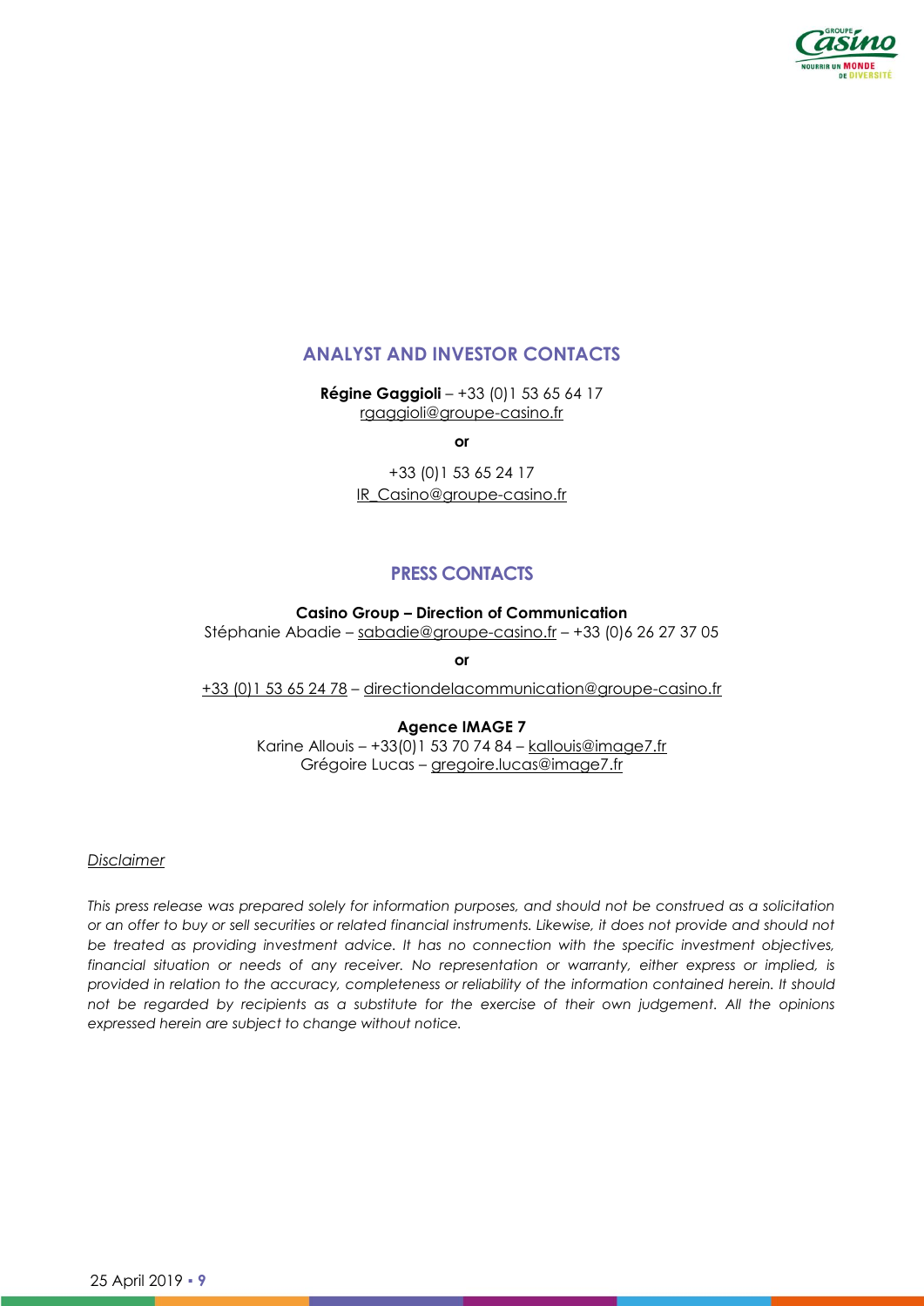## ANALYST AND INVESTOR CONTACTS

**Régine Gaggioli** – +33 (0)1 53 65 64 17
rgaggioli@groupe-casino.fr

**or**

+33 (0)1 53 65 24 17
IR_Casino@groupe-casino.fr

## PRESS CONTACTS

**Casino Group – Direction of Communication**
Stéphanie Abadie – sabadie@groupe-casino.fr – +33 (0)6 26 27 37 05

**or**

+33 (0)1 53 65 24 78 – directiondelacommunication@groupe-casino.fr

**Agence IMAGE 7**
Karine Allouis – +33(0)1 53 70 74 84 – kallouis@image7.fr
Grégoire Lucas – gregoire.lucas@image7.fr

*Disclaimer*

*This press release was prepared solely for information purposes, and should not be construed as a solicitation or an offer to buy or sell securities or related financial instruments. Likewise, it does not provide and should not be treated as providing investment advice. It has no connection with the specific investment objectives, financial situation or needs of any receiver. No representation or warranty, either express or implied, is provided in relation to the accuracy, completeness or reliability of the information contained herein. It should not be regarded by recipients as a substitute for the exercise of their own judgement. All the opinions expressed herein are subject to change without notice.*